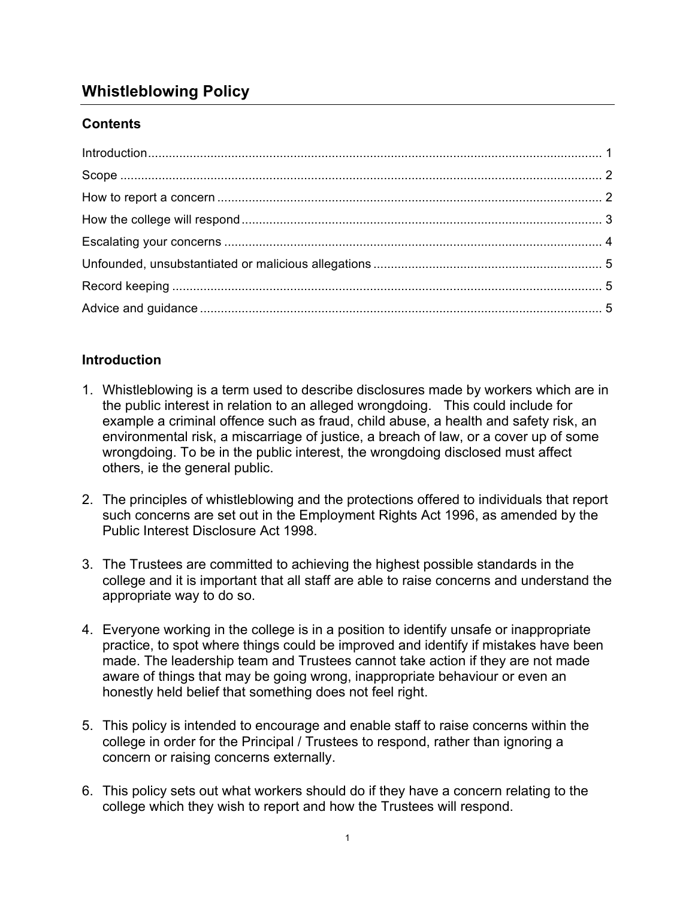# Whistleblowing Policy

## Contents

| | |
|---|---|
| Introduction | 1 |
| Scope | 2 |
| How to report a concern | 2 |
| How the college will respond | 3 |
| Escalating your concerns | 4 |
| Unfounded, unsubstantiated or malicious allegations | 5 |
| Record keeping | 5 |
| Advice and guidance | 5 |

## Introduction

1. Whistleblowing is a term used to describe disclosures made by workers which are in the public interest in relation to an alleged wrongdoing. This could include for example a criminal offence such as fraud, child abuse, a health and safety risk, an environmental risk, a miscarriage of justice, a breach of law, or a cover up of some wrongdoing. To be in the public interest, the wrongdoing disclosed must affect others, ie the general public.

2. The principles of whistleblowing and the protections offered to individuals that report such concerns are set out in the Employment Rights Act 1996, as amended by the Public Interest Disclosure Act 1998.

3. The Trustees are committed to achieving the highest possible standards in the college and it is important that all staff are able to raise concerns and understand the appropriate way to do so.

4. Everyone working in the college is in a position to identify unsafe or inappropriate practice, to spot where things could be improved and identify if mistakes have been made. The leadership team and Trustees cannot take action if they are not made aware of things that may be going wrong, inappropriate behaviour or even an honestly held belief that something does not feel right.

5. This policy is intended to encourage and enable staff to raise concerns within the college in order for the Principal / Trustees to respond, rather than ignoring a concern or raising concerns externally.

6. This policy sets out what workers should do if they have a concern relating to the college which they wish to report and how the Trustees will respond.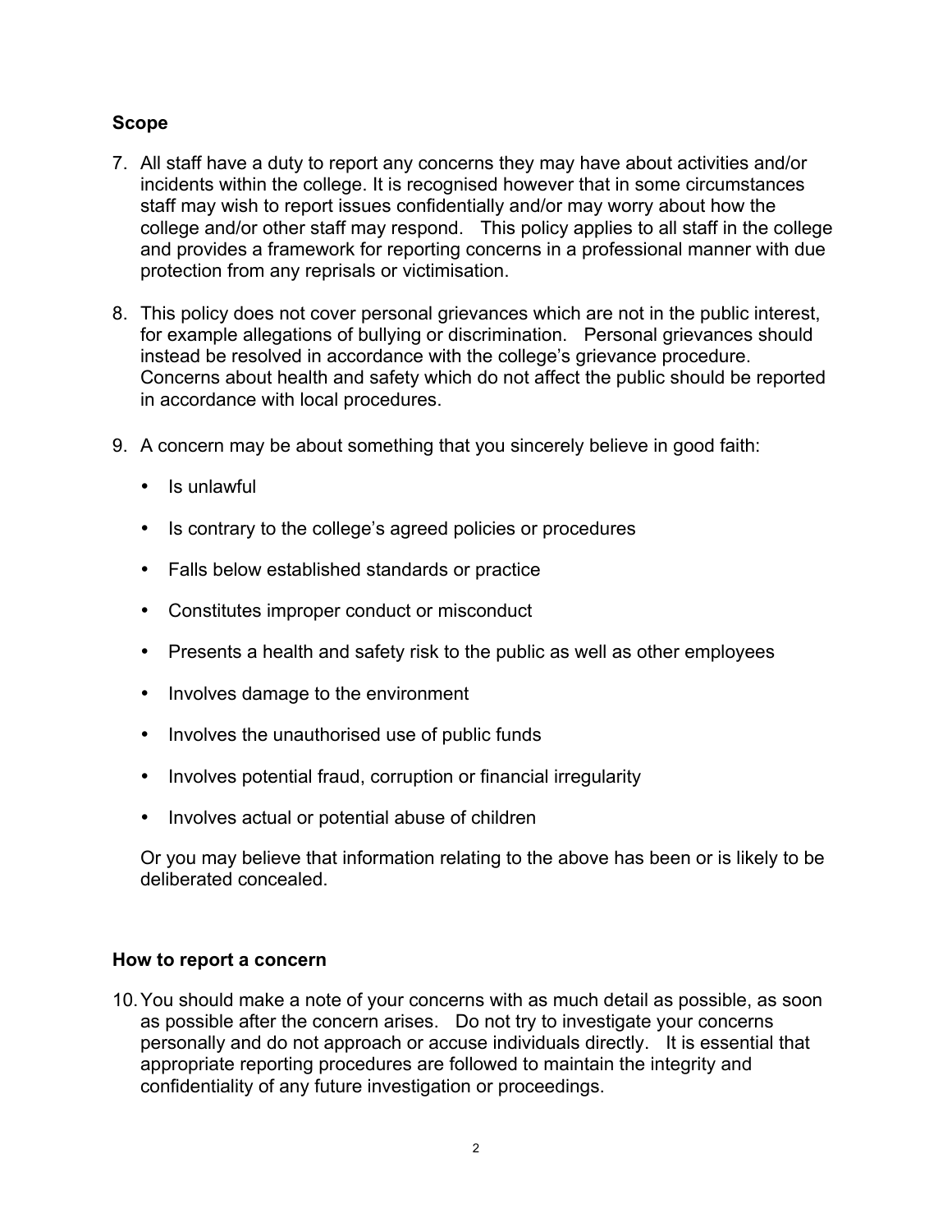## Scope

7. All staff have a duty to report any concerns they may have about activities and/or incidents within the college. It is recognised however that in some circumstances staff may wish to report issues confidentially and/or may worry about how the college and/or other staff may respond. This policy applies to all staff in the college and provides a framework for reporting concerns in a professional manner with due protection from any reprisals or victimisation.

8. This policy does not cover personal grievances which are not in the public interest, for example allegations of bullying or discrimination. Personal grievances should instead be resolved in accordance with the college's grievance procedure. Concerns about health and safety which do not affect the public should be reported in accordance with local procedures.

9. A concern may be about something that you sincerely believe in good faith:

   - Is unlawful
   - Is contrary to the college's agreed policies or procedures
   - Falls below established standards or practice
   - Constitutes improper conduct or misconduct
   - Presents a health and safety risk to the public as well as other employees
   - Involves damage to the environment
   - Involves the unauthorised use of public funds
   - Involves potential fraud, corruption or financial irregularity
   - Involves actual or potential abuse of children

   Or you may believe that information relating to the above has been or is likely to be deliberated concealed.

## How to report a concern

10. You should make a note of your concerns with as much detail as possible, as soon as possible after the concern arises. Do not try to investigate your concerns personally and do not approach or accuse individuals directly. It is essential that appropriate reporting procedures are followed to maintain the integrity and confidentiality of any future investigation or proceedings.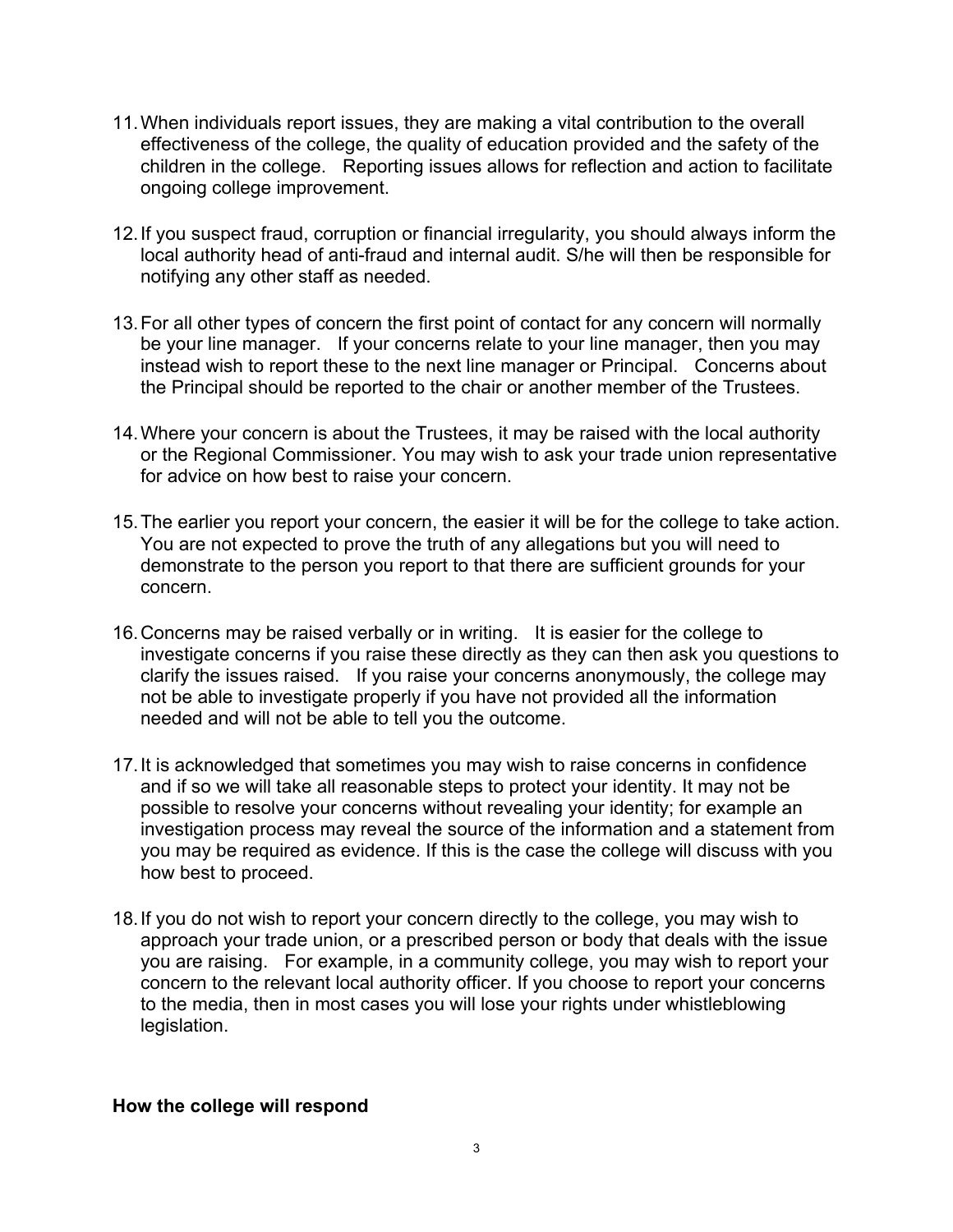11. When individuals report issues, they are making a vital contribution to the overall effectiveness of the college, the quality of education provided and the safety of the children in the college. Reporting issues allows for reflection and action to facilitate ongoing college improvement.

12. If you suspect fraud, corruption or financial irregularity, you should always inform the local authority head of anti-fraud and internal audit. S/he will then be responsible for notifying any other staff as needed.

13. For all other types of concern the first point of contact for any concern will normally be your line manager. If your concerns relate to your line manager, then you may instead wish to report these to the next line manager or Principal. Concerns about the Principal should be reported to the chair or another member of the Trustees.

14. Where your concern is about the Trustees, it may be raised with the local authority or the Regional Commissioner. You may wish to ask your trade union representative for advice on how best to raise your concern.

15. The earlier you report your concern, the easier it will be for the college to take action. You are not expected to prove the truth of any allegations but you will need to demonstrate to the person you report to that there are sufficient grounds for your concern.

16. Concerns may be raised verbally or in writing. It is easier for the college to investigate concerns if you raise these directly as they can then ask you questions to clarify the issues raised. If you raise your concerns anonymously, the college may not be able to investigate properly if you have not provided all the information needed and will not be able to tell you the outcome.

17. It is acknowledged that sometimes you may wish to raise concerns in confidence and if so we will take all reasonable steps to protect your identity. It may not be possible to resolve your concerns without revealing your identity; for example an investigation process may reveal the source of the information and a statement from you may be required as evidence. If this is the case the college will discuss with you how best to proceed.

18. If you do not wish to report your concern directly to the college, you may wish to approach your trade union, or a prescribed person or body that deals with the issue you are raising. For example, in a community college, you may wish to report your concern to the relevant local authority officer. If you choose to report your concerns to the media, then in most cases you will lose your rights under whistleblowing legislation.

**How the college will respond**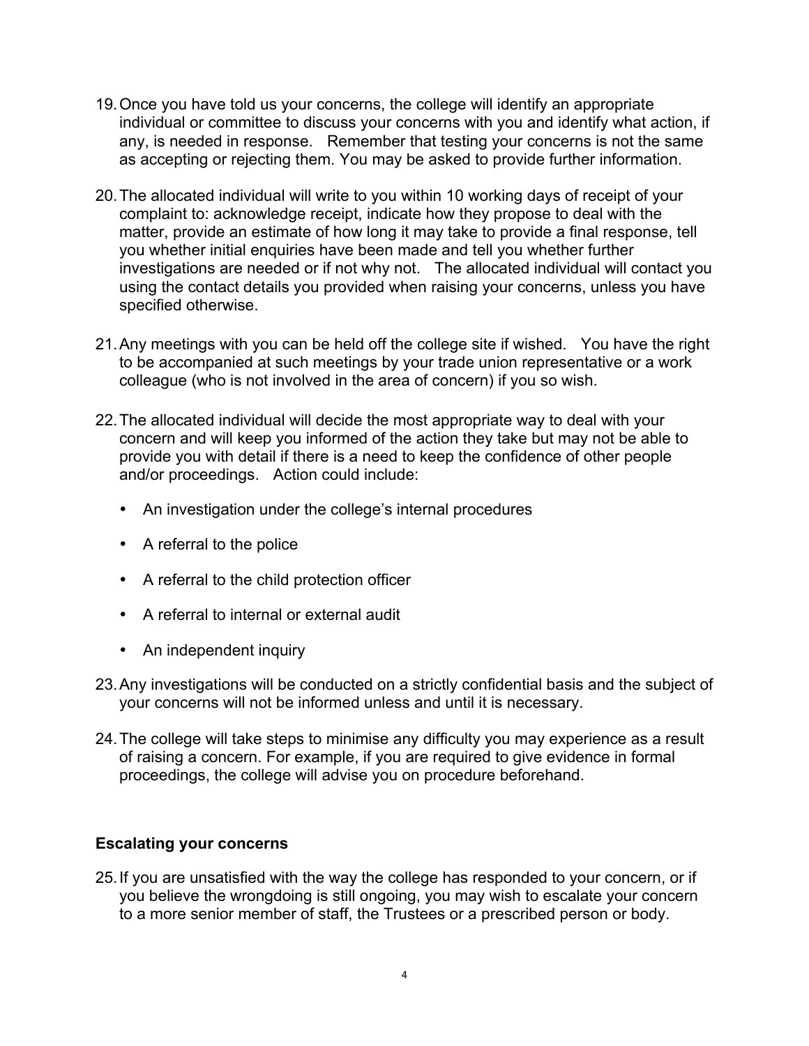19. Once you have told us your concerns, the college will identify an appropriate individual or committee to discuss your concerns with you and identify what action, if any, is needed in response. Remember that testing your concerns is not the same as accepting or rejecting them. You may be asked to provide further information.

20. The allocated individual will write to you within 10 working days of receipt of your complaint to: acknowledge receipt, indicate how they propose to deal with the matter, provide an estimate of how long it may take to provide a final response, tell you whether initial enquiries have been made and tell you whether further investigations are needed or if not why not. The allocated individual will contact you using the contact details you provided when raising your concerns, unless you have specified otherwise.

21. Any meetings with you can be held off the college site if wished. You have the right to be accompanied at such meetings by your trade union representative or a work colleague (who is not involved in the area of concern) if you so wish.

22. The allocated individual will decide the most appropriate way to deal with your concern and will keep you informed of the action they take but may not be able to provide you with detail if there is a need to keep the confidence of other people and/or proceedings. Action could include:

    - An investigation under the college's internal procedures
    - A referral to the police
    - A referral to the child protection officer
    - A referral to internal or external audit
    - An independent inquiry

23. Any investigations will be conducted on a strictly confidential basis and the subject of your concerns will not be informed unless and until it is necessary.

24. The college will take steps to minimise any difficulty you may experience as a result of raising a concern. For example, if you are required to give evidence in formal proceedings, the college will advise you on procedure beforehand.

**Escalating your concerns**

25. If you are unsatisfied with the way the college has responded to your concern, or if you believe the wrongdoing is still ongoing, you may wish to escalate your concern to a more senior member of staff, the Trustees or a prescribed person or body.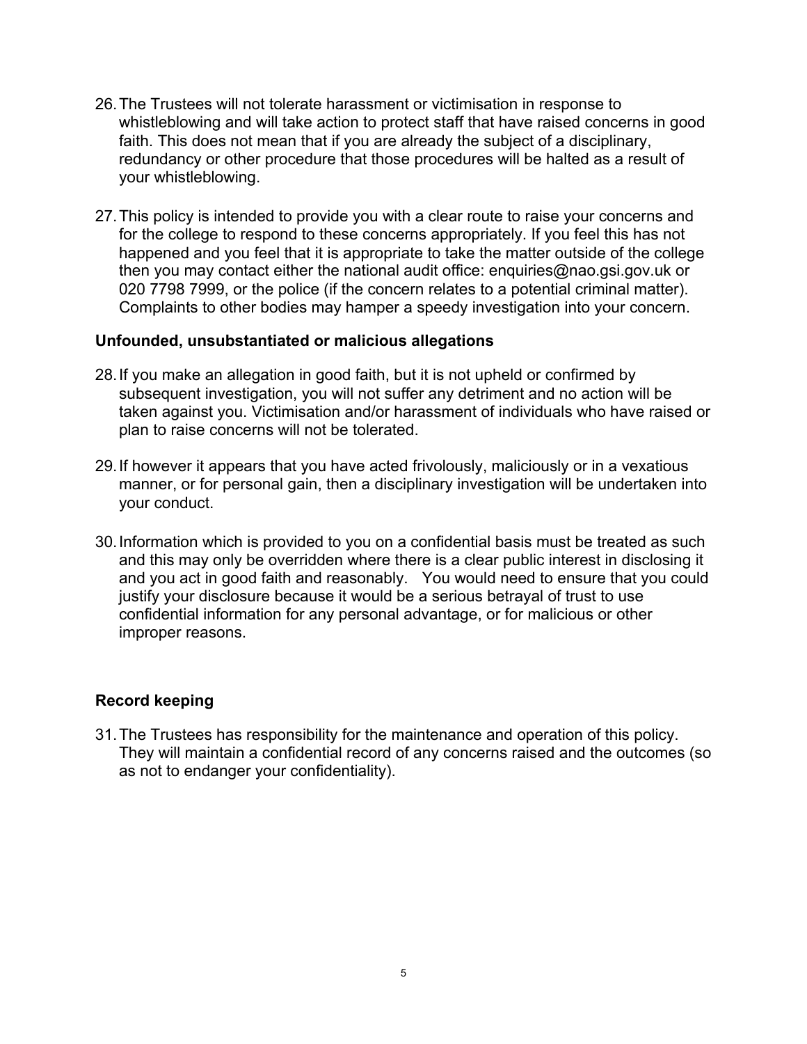26. The Trustees will not tolerate harassment or victimisation in response to whistleblowing and will take action to protect staff that have raised concerns in good faith. This does not mean that if you are already the subject of a disciplinary, redundancy or other procedure that those procedures will be halted as a result of your whistleblowing.

27. This policy is intended to provide you with a clear route to raise your concerns and for the college to respond to these concerns appropriately. If you feel this has not happened and you feel that it is appropriate to take the matter outside of the college then you may contact either the national audit office: enquiries@nao.gsi.gov.uk or 020 7798 7999, or the police (if the concern relates to a potential criminal matter). Complaints to other bodies may hamper a speedy investigation into your concern.

**Unfounded, unsubstantiated or malicious allegations**

28. If you make an allegation in good faith, but it is not upheld or confirmed by subsequent investigation, you will not suffer any detriment and no action will be taken against you. Victimisation and/or harassment of individuals who have raised or plan to raise concerns will not be tolerated.

29. If however it appears that you have acted frivolously, maliciously or in a vexatious manner, or for personal gain, then a disciplinary investigation will be undertaken into your conduct.

30. Information which is provided to you on a confidential basis must be treated as such and this may only be overridden where there is a clear public interest in disclosing it and you act in good faith and reasonably. You would need to ensure that you could justify your disclosure because it would be a serious betrayal of trust to use confidential information for any personal advantage, or for malicious or other improper reasons.

**Record keeping**

31. The Trustees has responsibility for the maintenance and operation of this policy. They will maintain a confidential record of any concerns raised and the outcomes (so as not to endanger your confidentiality).